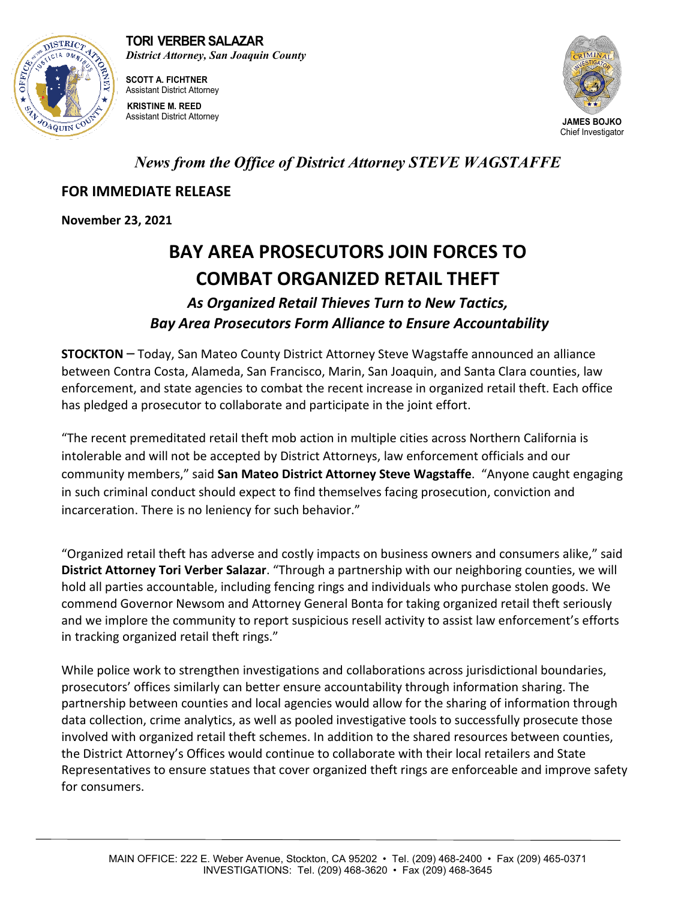**TORI VERBER SALAZAR**
*District Attorney, San Joaquin County*

**SCOTT A. FICHTNER**
Assistant District Attorney

**KRISTINE M. REED**
Assistant District Attorney

**JAMES BOJKO**
Chief Investigator

*News from the Office of District Attorney STEVE WAGSTAFFE*

**FOR IMMEDIATE RELEASE**

**November 23, 2021**

# BAY AREA PROSECUTORS JOIN FORCES TO COMBAT ORGANIZED RETAIL THEFT

## *As Organized Retail Thieves Turn to New Tactics, Bay Area Prosecutors Form Alliance to Ensure Accountability*

**STOCKTON** – Today, San Mateo County District Attorney Steve Wagstaffe announced an alliance between Contra Costa, Alameda, San Francisco, Marin, San Joaquin, and Santa Clara counties, law enforcement, and state agencies to combat the recent increase in organized retail theft. Each office has pledged a prosecutor to collaborate and participate in the joint effort.

"The recent premeditated retail theft mob action in multiple cities across Northern California is intolerable and will not be accepted by District Attorneys, law enforcement officials and our community members," said **San Mateo District Attorney Steve Wagstaffe**. "Anyone caught engaging in such criminal conduct should expect to find themselves facing prosecution, conviction and incarceration. There is no leniency for such behavior."

"Organized retail theft has adverse and costly impacts on business owners and consumers alike," said **District Attorney Tori Verber Salazar**. "Through a partnership with our neighboring counties, we will hold all parties accountable, including fencing rings and individuals who purchase stolen goods. We commend Governor Newsom and Attorney General Bonta for taking organized retail theft seriously and we implore the community to report suspicious resell activity to assist law enforcement's efforts in tracking organized retail theft rings."

While police work to strengthen investigations and collaborations across jurisdictional boundaries, prosecutors' offices similarly can better ensure accountability through information sharing. The partnership between counties and local agencies would allow for the sharing of information through data collection, crime analytics, as well as pooled investigative tools to successfully prosecute those involved with organized retail theft schemes. In addition to the shared resources between counties, the District Attorney's Offices would continue to collaborate with their local retailers and State Representatives to ensure statues that cover organized theft rings are enforceable and improve safety for consumers.

MAIN OFFICE: 222 E. Weber Avenue, Stockton, CA 95202 • Tel. (209) 468-2400 • Fax (209) 465-0371
INVESTIGATIONS: Tel. (209) 468-3620 • Fax (209) 468-3645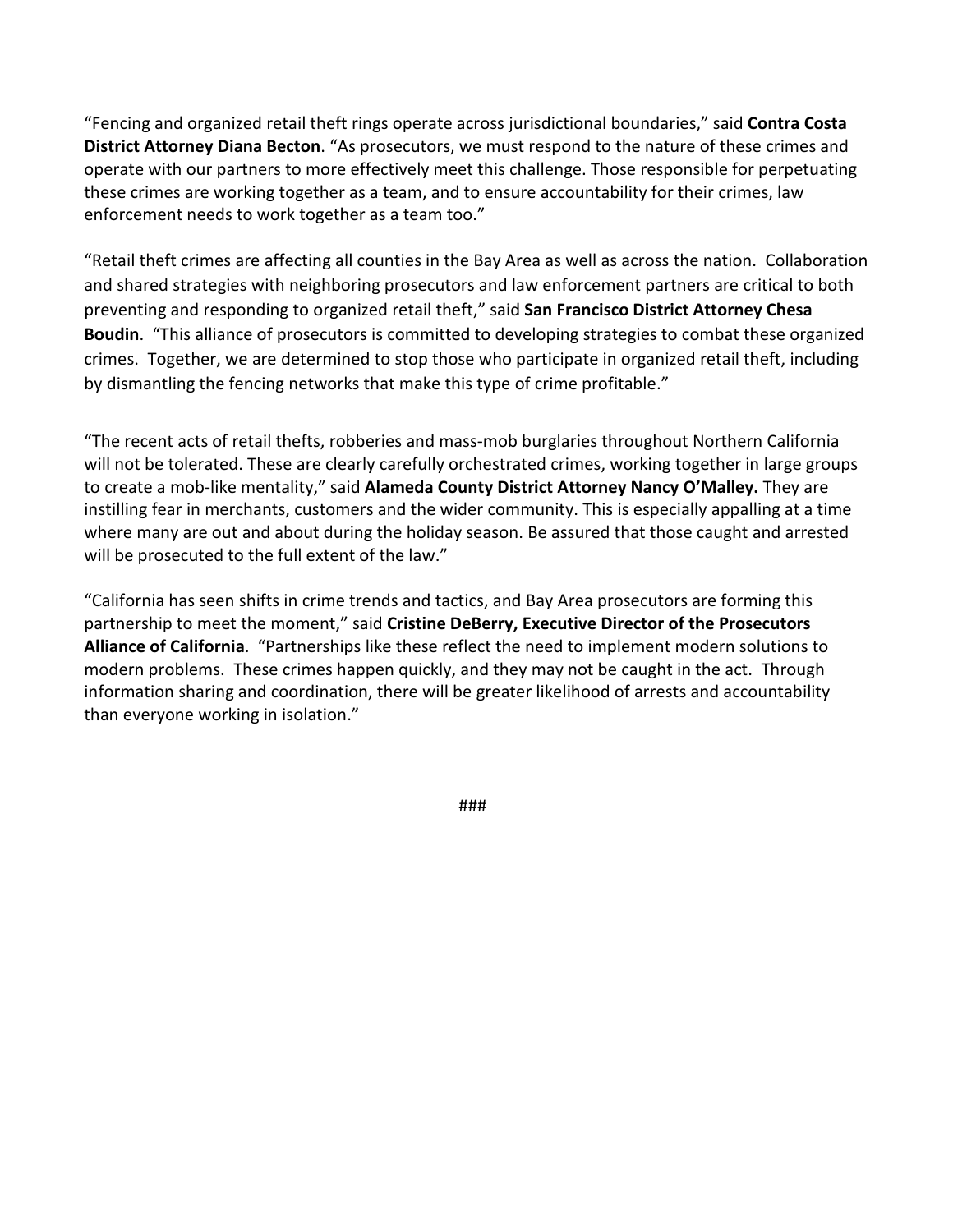"Fencing and organized retail theft rings operate across jurisdictional boundaries," said **Contra Costa District Attorney Diana Becton**. "As prosecutors, we must respond to the nature of these crimes and operate with our partners to more effectively meet this challenge. Those responsible for perpetuating these crimes are working together as a team, and to ensure accountability for their crimes, law enforcement needs to work together as a team too."

"Retail theft crimes are affecting all counties in the Bay Area as well as across the nation. Collaboration and shared strategies with neighboring prosecutors and law enforcement partners are critical to both preventing and responding to organized retail theft," said **San Francisco District Attorney Chesa Boudin**. "This alliance of prosecutors is committed to developing strategies to combat these organized crimes. Together, we are determined to stop those who participate in organized retail theft, including by dismantling the fencing networks that make this type of crime profitable."

"The recent acts of retail thefts, robberies and mass-mob burglaries throughout Northern California will not be tolerated. These are clearly carefully orchestrated crimes, working together in large groups to create a mob-like mentality," said **Alameda County District Attorney Nancy O'Malley.** They are instilling fear in merchants, customers and the wider community. This is especially appalling at a time where many are out and about during the holiday season. Be assured that those caught and arrested will be prosecuted to the full extent of the law."

"California has seen shifts in crime trends and tactics, and Bay Area prosecutors are forming this partnership to meet the moment," said **Cristine DeBerry, Executive Director of the Prosecutors Alliance of California**. "Partnerships like these reflect the need to implement modern solutions to modern problems. These crimes happen quickly, and they may not be caught in the act. Through information sharing and coordination, there will be greater likelihood of arrests and accountability than everyone working in isolation."

###